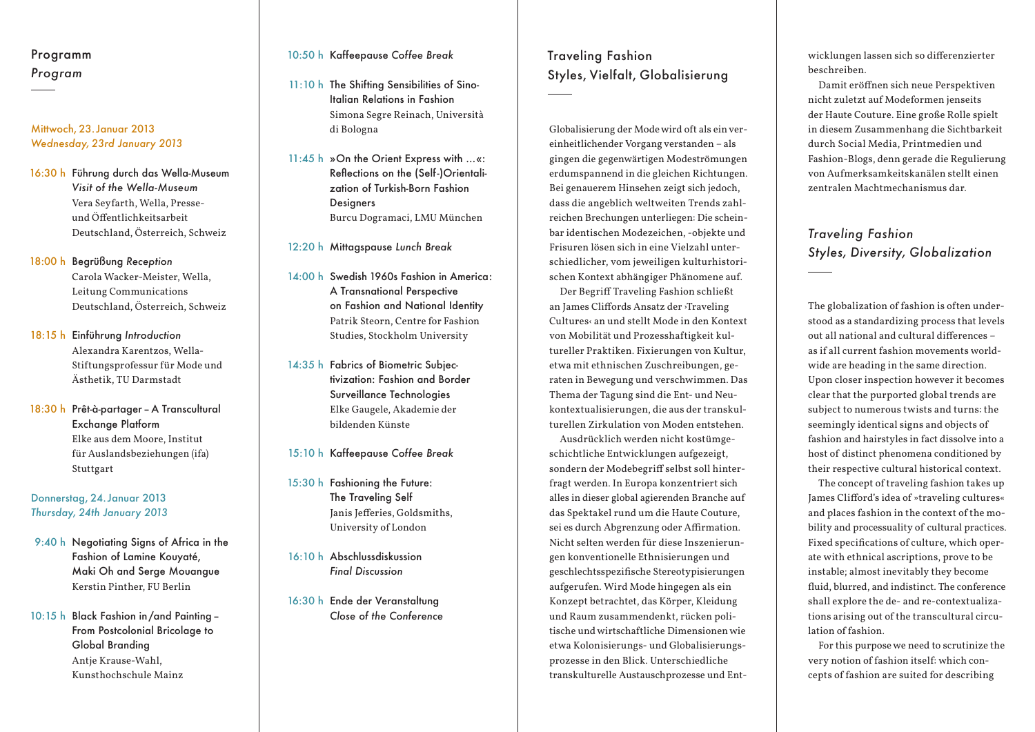## Programm
## *Program*

### Mittwoch, 23. Januar 2013
### *Wednesday, 23rd January 2013*

**16:30 h** Führung durch das Wella-Museum *Visit of the Wella-Museum*
Vera Seyfarth, Wella, Presse- und Öffentlichkeitsarbeit Deutschland, Österreich, Schweiz

**18:00 h** Begrüßung *Reception*
Carola Wacker-Meister, Wella, Leitung Communications Deutschland, Österreich, Schweiz

**18:15 h** Einführung *Introduction*
Alexandra Karentzos, Wella-Stiftungsprofessur für Mode und Ästhetik, TU Darmstadt

**18:30 h** Prêt-à-partager – A Transcultural Exchange Platform
Elke aus dem Moore, Institut für Auslandsbeziehungen (ifa) Stuttgart

### Donnerstag, 24. Januar 2013
### *Thursday, 24th January 2013*

**9:40 h** Negotiating Signs of Africa in the Fashion of Lamine Kouyaté, Maki Oh and Serge Mouangue
Kerstin Pinther, FU Berlin

**10:15 h** Black Fashion in/and Painting – From Postcolonial Bricolage to Global Branding
Antje Krause-Wahl, Kunsthochschule Mainz

**10:50 h** Kaffeepause *Coffee Break*

**11:10 h** The Shifting Sensibilities of Sino-Italian Relations in Fashion
Simona Segre Reinach, Università di Bologna

**11:45 h** »On the Orient Express with …«: Reflections on the (Self-)Orientalization of Turkish-Born Fashion Designers
Burcu Dogramaci, LMU München

**12:20 h** Mittagspause *Lunch Break*

**14:00 h** Swedish 1960s Fashion in America: A Transnational Perspective on Fashion and National Identity
Patrik Steorn, Centre for Fashion Studies, Stockholm University

**14:35 h** Fabrics of Biometric Subjectivization: Fashion and Border Surveillance Technologies
Elke Gaugele, Akademie der bildenden Künste

**15:10 h** Kaffeepause *Coffee Break*

**15:30 h** Fashioning the Future: The Traveling Self
Janis Jefferies, Goldsmiths, University of London

**16:10 h** Abschlussdiskussion *Final Discussion*

**16:30 h** Ende der Veranstaltung *Close of the Conference*

## Traveling Fashion
## Styles, Vielfalt, Globalisierung

Globalisierung der Mode wird oft als ein vereinheitlichender Vorgang verstanden – als gingen die gegenwärtigen Modeströmungen erdumspannend in die gleichen Richtungen. Bei genauerem Hinsehen zeigt sich jedoch, dass die angeblich weltweiten Trends zahlreichen Brechungen unterliegen: Die scheinbar identischen Modezeichen, -objekte und Frisuren lösen sich in eine Vielzahl unterschiedlicher, vom jeweiligen kulturhistorischen Kontext abhängiger Phänomene auf.

Der Begriff Traveling Fashion schließt an James Cliffords Ansatz der ›Traveling Cultures‹ an und stellt Mode in den Kontext von Mobilität und Prozesshaftigkeit kultureller Praktiken. Fixierungen von Kultur, etwa mit ethnischen Zuschreibungen, geraten in Bewegung und verschwimmen. Das Thema der Tagung sind die Ent- und Neukontextualisierungen, die aus der transkulturellen Zirkulation von Moden entstehen.

Ausdrücklich werden nicht kostümgeschichtliche Entwicklungen aufgezeigt, sondern der Modebegriff selbst soll hinterfragt werden. In Europa konzentriert sich alles in dieser global agierenden Branche auf das Spektakel rund um die Haute Couture, sei es durch Abgrenzung oder Affirmation. Nicht selten werden für diese Inszenierungen konventionelle Ethnisierungen und geschlechtsspezifische Stereotypisierungen aufgerufen. Wird Mode hingegen als ein Konzept betrachtet, das Körper, Kleidung und Raum zusammendenkt, rücken politische und wirtschaftliche Dimensionen wie etwa Kolonisierungs- und Globalisierungsprozesse in den Blick. Unterschiedliche transkulturelle Austauschprozesse und Entwicklungen lassen sich so differenzierter beschreiben.

Damit eröffnen sich neue Perspektiven nicht zuletzt auf Modeformen jenseits der Haute Couture. Eine große Rolle spielt in diesem Zusammenhang die Sichtbarkeit durch Social Media, Printmedien und Fashion-Blogs, denn gerade die Regulierung von Aufmerksamkeitskanälen stellt einen zentralen Machtmechanismus dar.

## *Traveling Fashion*
## *Styles, Diversity, Globalization*

The globalization of fashion is often understood as a standardizing process that levels out all national and cultural differences – as if all current fashion movements worldwide are heading in the same direction. Upon closer inspection however it becomes clear that the purported global trends are subject to numerous twists and turns: the seemingly identical signs and objects of fashion and hairstyles in fact dissolve into a host of distinct phenomena conditioned by their respective cultural historical context.

The concept of traveling fashion takes up James Clifford's idea of »traveling cultures« and places fashion in the context of the mobility and processuality of cultural practices. Fixed specifications of culture, which operate with ethnical ascriptions, prove to be instable; almost inevitably they become fluid, blurred, and indistinct. The conference shall explore the de- and re-contextualizations arising out of the transcultural circulation of fashion.

For this purpose we need to scrutinize the very notion of fashion itself: which concepts of fashion are suited for describing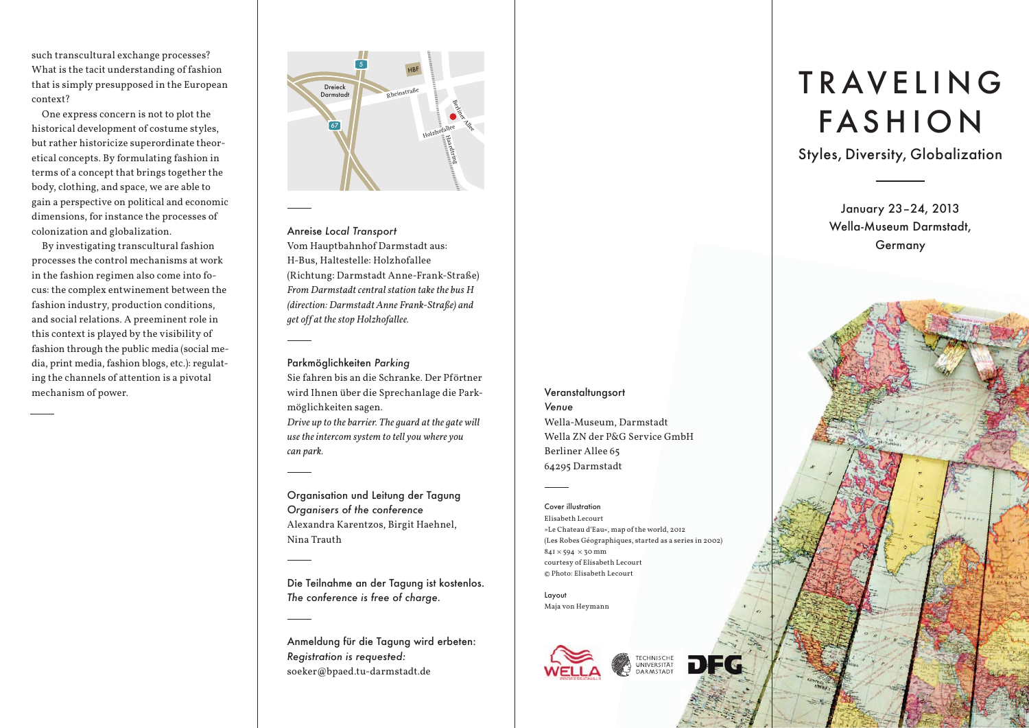such transcultural exchange processes? What is the tacit understanding of fashion that is simply presupposed in the European context?

One express concern is not to plot the historical development of costume styles, but rather historicize superordinate theoretical concepts. By formulating fashion in terms of a concept that brings together the body, clothing, and space, we are able to gain a perspective on political and economic dimensions, for instance the processes of colonization and globalization.

By investigating transcultural fashion processes the control mechanisms at work in the fashion regimen also come into focus: the complex entwinement between the fashion industry, production conditions, and social relations. A preeminent role in this context is played by the visibility of fashion through the public media (social media, print media, fashion blogs, etc.): regulating the channels of attention is a pivotal mechanism of power.

5
HBF
Dreieck Darmstadt
Rheinstraße
Berliner Allee
67
Holzhofallee
Landtring

Anreise *Local Transport*
Vom Hauptbahnhof Darmstadt aus: H-Bus, Haltestelle: Holzhofallee (Richtung: Darmstadt Anne-Frank-Straße)
*From Darmstadt central station take the bus H (direction: Darmstadt Anne Frank-Straße) and get off at the stop Holzhofallee.*

Parkmöglichkeiten *Parking*
Sie fahren bis an die Schranke. Der Pförtner wird Ihnen über die Sprechanlage die Parkmöglichkeiten sagen.
*Drive up to the barrier. The guard at the gate will use the intercom system to tell you where you can park.*

Organisation und Leitung der Tagung
*Organisers of the conference*
Alexandra Karentzos, Birgit Haehnel, Nina Trauth

Die Teilnahme an der Tagung ist kostenlos.
*The conference is free of charge.*

Anmeldung für die Tagung wird erbeten:
*Registration is requested:*
soeker@bpaed.tu-darmstadt.de

Veranstaltungsort
*Venue*
Wella-Museum, Darmstadt
Wella ZN der P&G Service GmbH
Berliner Allee 65
64295 Darmstadt

Cover illustration
Elisabeth Lecourt
»Le Chateau d'Eau«, map of the world, 2012
(Les Robes Géographiques, started as a series in 2002)
841 × 594 × 30 mm
courtesy of Elisabeth Lecourt
© Photo: Elisabeth Lecourt

Layout
Maja von Heymann

WELLA PROFESSIONALS
TECHNISCHE UNIVERSITÄT DARMSTADT
DFG

# TRAVELING FASHION

## Styles, Diversity, Globalization

January 23–24, 2013
Wella-Museum Darmstadt, Germany